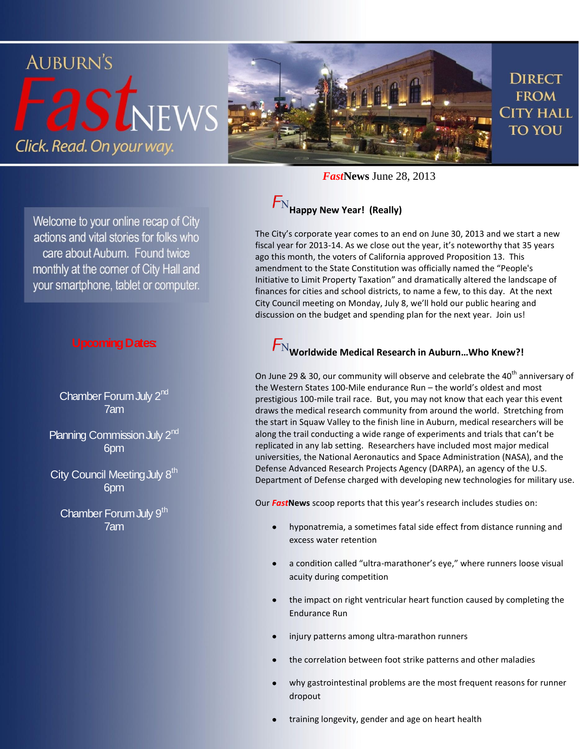# AUBURN'S *Fast*NEWS

*Click. Read. On your way.*

DIRECT FROM CITY HALL TO YOU

***Fast*News** June 28, 2013

Welcome to your online recap of City actions and vital stories for folks who care about Auburn. Found twice monthly at the corner of City Hall and your smartphone, tablet or computer.

**Upcoming Dates:**

Chamber Forum July 2nd
7am

Planning Commission July 2nd
6pm

City Council Meeting July 8th
6pm

Chamber Forum July 9th
7am

## FN Happy New Year! (Really)

The City's corporate year comes to an end on June 30, 2013 and we start a new fiscal year for 2013-14. As we close out the year, it's noteworthy that 35 years ago this month, the voters of California approved Proposition 13. This amendment to the State Constitution was officially named the "People's Initiative to Limit Property Taxation" and dramatically altered the landscape of finances for cities and school districts, to name a few, to this day. At the next City Council meeting on Monday, July 8, we'll hold our public hearing and discussion on the budget and spending plan for the next year. Join us!

## FN Worldwide Medical Research in Auburn…Who Knew?!

On June 29 & 30, our community will observe and celebrate the 40th anniversary of the Western States 100-Mile endurance Run – the world's oldest and most prestigious 100-mile trail race. But, you may not know that each year this event draws the medical research community from around the world. Stretching from the start in Squaw Valley to the finish line in Auburn, medical researchers will be along the trail conducting a wide range of experiments and trials that can't be replicated in any lab setting. Researchers have included most major medical universities, the National Aeronautics and Space Administration (NASA), and the Defense Advanced Research Projects Agency (DARPA), an agency of the U.S. Department of Defense charged with developing new technologies for military use.

Our ***Fast*News** scoop reports that this year's research includes studies on:

- hyponatremia, a sometimes fatal side effect from distance running and excess water retention
- a condition called "ultra-marathoner's eye," where runners loose visual acuity during competition
- the impact on right ventricular heart function caused by completing the Endurance Run
- injury patterns among ultra-marathon runners
- the correlation between foot strike patterns and other maladies
- why gastrointestinal problems are the most frequent reasons for runner dropout
- training longevity, gender and age on heart health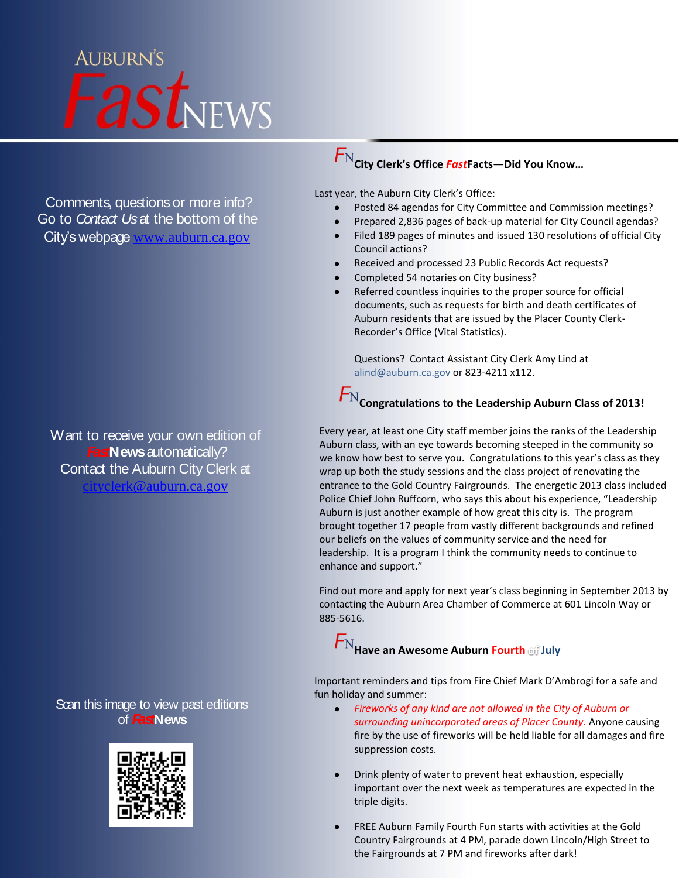# AUBURN'S FastNEWS

Comments, questions or more info? Go to *Contact Us* at the bottom of the City's webpage www.auburn.ca.gov

Want to receive your own edition of **FastNews** automatically? Contact the Auburn City Clerk at cityclerk@auburn.ca.gov

Scan this image to view past editions of **FastNews**

## City Clerk's Office FastFacts—Did You Know…

Last year, the Auburn City Clerk's Office:

- Posted 84 agendas for City Committee and Commission meetings?
- Prepared 2,836 pages of back-up material for City Council agendas?
- Filed 189 pages of minutes and issued 130 resolutions of official City Council actions?
- Received and processed 23 Public Records Act requests?
- Completed 54 notaries on City business?
- Referred countless inquiries to the proper source for official documents, such as requests for birth and death certificates of Auburn residents that are issued by the Placer County Clerk-Recorder's Office (Vital Statistics).

  Questions? Contact Assistant City Clerk Amy Lind at alind@auburn.ca.gov or 823-4211 x112.

## Congratulations to the Leadership Auburn Class of 2013!

Every year, at least one City staff member joins the ranks of the Leadership Auburn class, with an eye towards becoming steeped in the community so we know how best to serve you. Congratulations to this year's class as they wrap up both the study sessions and the class project of renovating the entrance to the Gold Country Fairgrounds. The energetic 2013 class included Police Chief John Ruffcorn, who says this about his experience, "Leadership Auburn is just another example of how great this city is. The program brought together 17 people from vastly different backgrounds and refined our beliefs on the values of community service and the need for leadership. It is a program I think the community needs to continue to enhance and support."

Find out more and apply for next year's class beginning in September 2013 by contacting the Auburn Area Chamber of Commerce at 601 Lincoln Way or 885-5616.

## Have an Awesome Auburn Fourth of July

Important reminders and tips from Fire Chief Mark D'Ambrogi for a safe and fun holiday and summer:

- *Fireworks of any kind are not allowed in the City of Auburn or surrounding unincorporated areas of Placer County.* Anyone causing fire by the use of fireworks will be held liable for all damages and fire suppression costs.

- Drink plenty of water to prevent heat exhaustion, especially important over the next week as temperatures are expected in the triple digits.

- FREE Auburn Family Fourth Fun starts with activities at the Gold Country Fairgrounds at 4 PM, parade down Lincoln/High Street to the Fairgrounds at 7 PM and fireworks after dark!